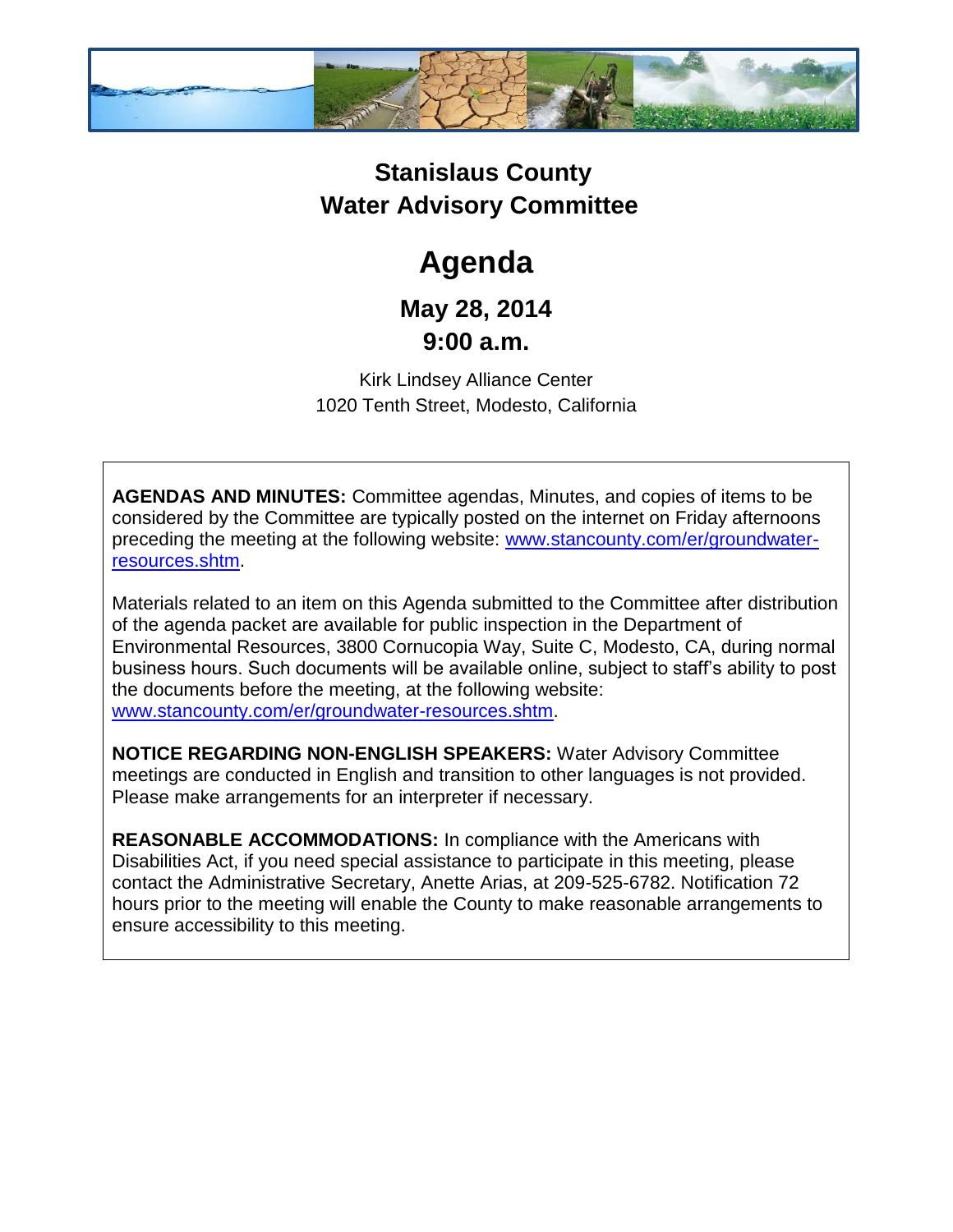# Stanislaus County
# Water Advisory Committee

# Agenda

## May 28, 2014
## 9:00 a.m.

Kirk Lindsey Alliance Center
1020 Tenth Street, Modesto, California

**AGENDAS AND MINUTES:** Committee agendas, Minutes, and copies of items to be considered by the Committee are typically posted on the internet on Friday afternoons preceding the meeting at the following website: www.stancounty.com/er/groundwater-resources.shtm.

Materials related to an item on this Agenda submitted to the Committee after distribution of the agenda packet are available for public inspection in the Department of Environmental Resources, 3800 Cornucopia Way, Suite C, Modesto, CA, during normal business hours. Such documents will be available online, subject to staff's ability to post the documents before the meeting, at the following website: www.stancounty.com/er/groundwater-resources.shtm.

**NOTICE REGARDING NON-ENGLISH SPEAKERS:** Water Advisory Committee meetings are conducted in English and transition to other languages is not provided. Please make arrangements for an interpreter if necessary.

**REASONABLE ACCOMMODATIONS:** In compliance with the Americans with Disabilities Act, if you need special assistance to participate in this meeting, please contact the Administrative Secretary, Anette Arias, at 209-525-6782. Notification 72 hours prior to the meeting will enable the County to make reasonable arrangements to ensure accessibility to this meeting.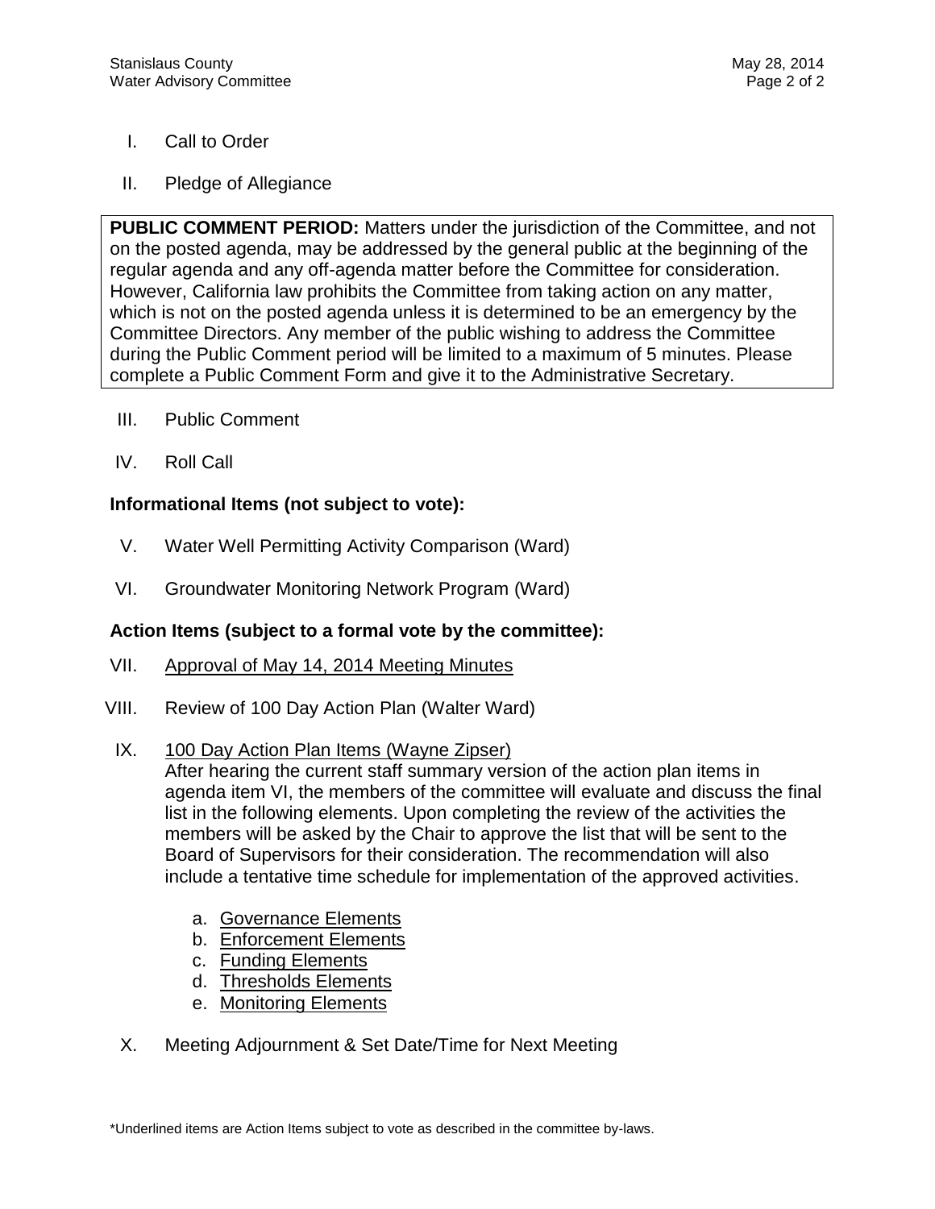I. Call to Order

II. Pledge of Allegiance

**PUBLIC COMMENT PERIOD:** Matters under the jurisdiction of the Committee, and not on the posted agenda, may be addressed by the general public at the beginning of the regular agenda and any off-agenda matter before the Committee for consideration. However, California law prohibits the Committee from taking action on any matter, which is not on the posted agenda unless it is determined to be an emergency by the Committee Directors. Any member of the public wishing to address the Committee during the Public Comment period will be limited to a maximum of 5 minutes. Please complete a Public Comment Form and give it to the Administrative Secretary.

III. Public Comment

IV. Roll Call

**Informational Items (not subject to vote):**

V. Water Well Permitting Activity Comparison (Ward)

VI. Groundwater Monitoring Network Program (Ward)

**Action Items (subject to a formal vote by the committee):**

VII. <u>Approval of May 14, 2014 Meeting Minutes</u>

VIII. Review of 100 Day Action Plan (Walter Ward)

IX. <u>100 Day Action Plan Items (Wayne Zipser)</u>
After hearing the current staff summary version of the action plan items in agenda item VI, the members of the committee will evaluate and discuss the final list in the following elements. Upon completing the review of the activities the members will be asked by the Chair to approve the list that will be sent to the Board of Supervisors for their consideration. The recommendation will also include a tentative time schedule for implementation of the approved activities.

   a. <u>Governance Elements</u>
   b. <u>Enforcement Elements</u>
   c. <u>Funding Elements</u>
   d. <u>Thresholds Elements</u>
   e. <u>Monitoring Elements</u>

X. Meeting Adjournment & Set Date/Time for Next Meeting

*Underlined items are Action Items subject to vote as described in the committee by-laws.